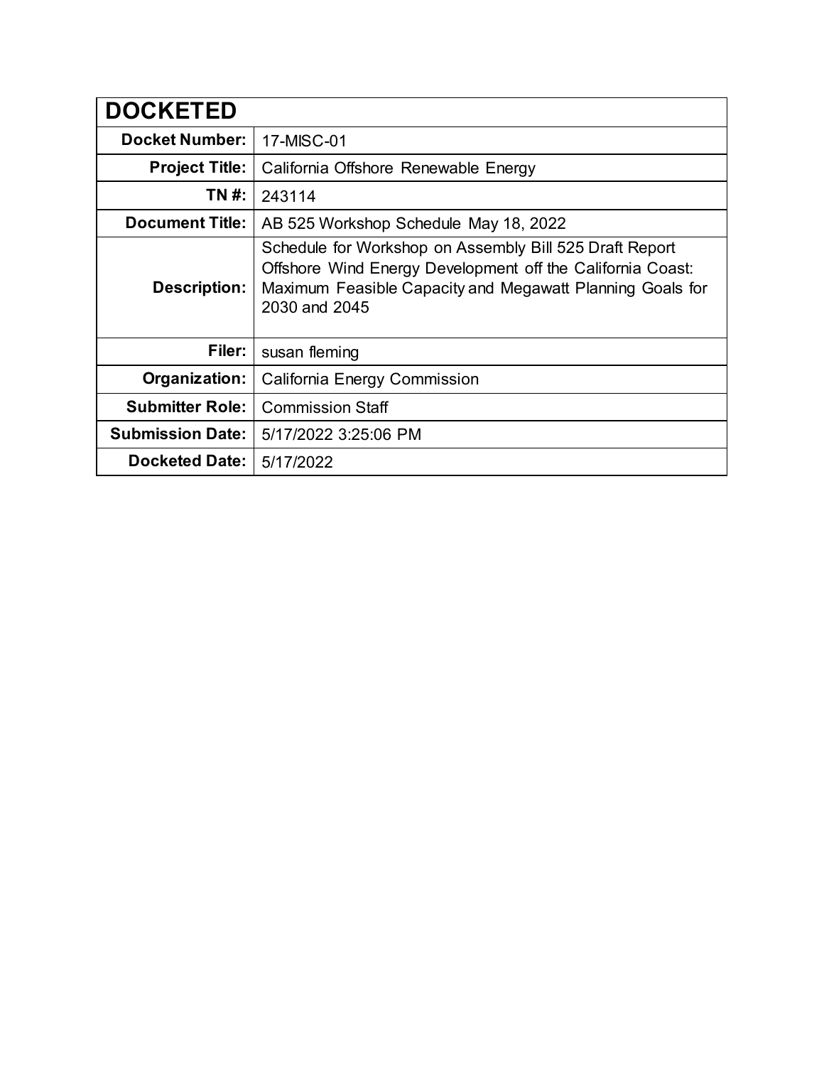| DOCKETED | |
|---|---|
| **Docket Number:** | 17-MISC-01 |
| **Project Title:** | California Offshore Renewable Energy |
| **TN #:** | 243114 |
| **Document Title:** | AB 525 Workshop Schedule May 18, 2022 |
| **Description:** | Schedule for Workshop on Assembly Bill 525 Draft Report Offshore Wind Energy Development off the California Coast: Maximum Feasible Capacity and Megawatt Planning Goals for 2030 and 2045 |
| **Filer:** | susan fleming |
| **Organization:** | California Energy Commission |
| **Submitter Role:** | Commission Staff |
| **Submission Date:** | 5/17/2022 3:25:06 PM |
| **Docketed Date:** | 5/17/2022 |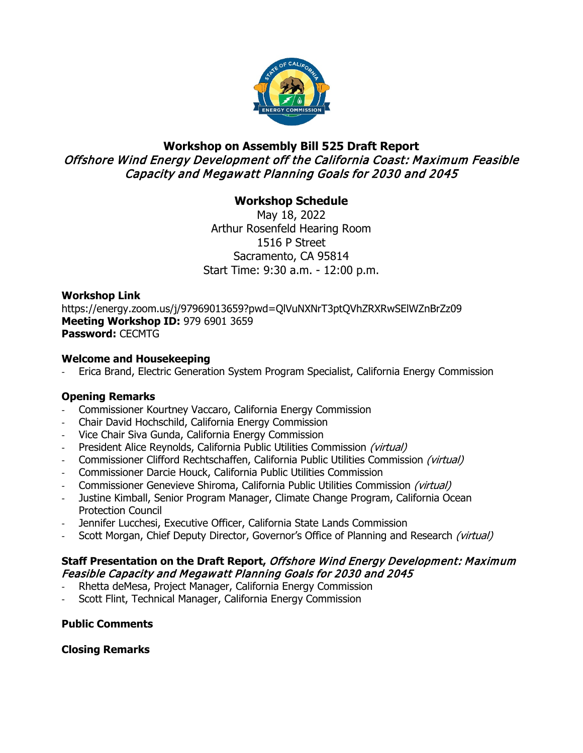# Workshop on Assembly Bill 525 Draft Report

*Offshore Wind Energy Development off the California Coast: Maximum Feasible Capacity and Megawatt Planning Goals for 2030 and 2045*

## Workshop Schedule

May 18, 2022
Arthur Rosenfeld Hearing Room
1516 P Street
Sacramento, CA 95814
Start Time: 9:30 a.m. - 12:00 p.m.

**Workshop Link**
https://energy.zoom.us/j/97969013659?pwd=QlVuNXNrT3ptQVhZRXRwSElWZnBrZz09
**Meeting Workshop ID:** 979 6901 3659
**Password:** CECMTG

**Welcome and Housekeeping**

- Erica Brand, Electric Generation System Program Specialist, California Energy Commission

**Opening Remarks**

- Commissioner Kourtney Vaccaro, California Energy Commission
- Chair David Hochschild, California Energy Commission
- Vice Chair Siva Gunda, California Energy Commission
- President Alice Reynolds, California Public Utilities Commission *(virtual)*
- Commissioner Clifford Rechtschaffen, California Public Utilities Commission *(virtual)*
- Commissioner Darcie Houck, California Public Utilities Commission
- Commissioner Genevieve Shiroma, California Public Utilities Commission *(virtual)*
- Justine Kimball, Senior Program Manager, Climate Change Program, California Ocean Protection Council
- Jennifer Lucchesi, Executive Officer, California State Lands Commission
- Scott Morgan, Chief Deputy Director, Governor's Office of Planning and Research *(virtual)*

**Staff Presentation on the Draft Report,** ***Offshore Wind Energy Development: Maximum Feasible Capacity and Megawatt Planning Goals for 2030 and 2045***

- Rhetta deMesa, Project Manager, California Energy Commission
- Scott Flint, Technical Manager, California Energy Commission

**Public Comments**

**Closing Remarks**